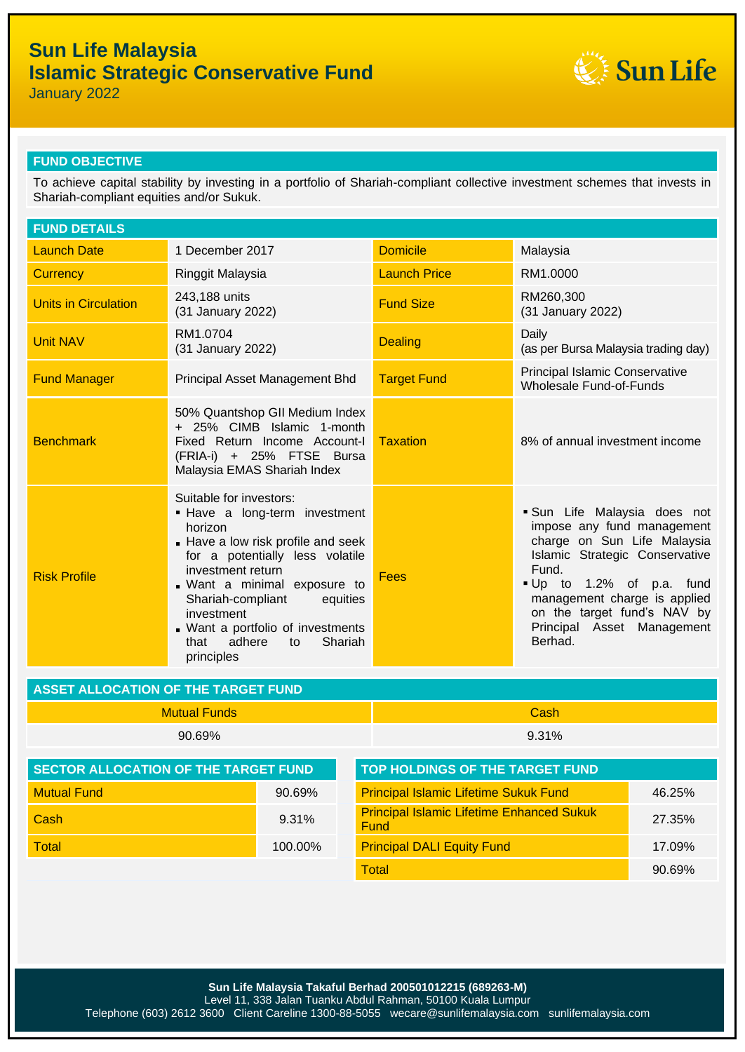# Sun Life Malaysia
# Islamic Strategic Conservative Fund

January 2022

## FUND OBJECTIVE

To achieve capital stability by investing in a portfolio of Shariah-compliant collective investment schemes that invests in Shariah-compliant equities and/or Sukuk.

## FUND DETAILS

| | | | |
|---|---|---|---|
| Launch Date | 1 December 2017 | Domicile | Malaysia |
| Currency | Ringgit Malaysia | Launch Price | RM1.0000 |
| Units in Circulation | 243,188 units (31 January 2022) | Fund Size | RM260,300 (31 January 2022) |
| Unit NAV | RM1.0704 (31 January 2022) | Dealing | Daily (as per Bursa Malaysia trading day) |
| Fund Manager | Principal Asset Management Bhd | Target Fund | Principal Islamic Conservative Wholesale Fund-of-Funds |
| Benchmark | 50% Quantshop GII Medium Index + 25% CIMB Islamic 1-month Fixed Return Income Account-I (FRIA-i) + 25% FTSE Bursa Malaysia EMAS Shariah Index | Taxation | 8% of annual investment income |
| Risk Profile | Suitable for investors:<br>▪ Have a long-term investment horizon<br>▪ Have a low risk profile and seek for a potentially less volatile investment return<br>▪ Want a minimal exposure to Shariah-compliant equities investment<br>▪ Want a portfolio of investments that adhere to Shariah principles | Fees | ▪ Sun Life Malaysia does not impose any fund management charge on Sun Life Malaysia Islamic Strategic Conservative Fund.<br>▪ Up to 1.2% of p.a. fund management charge is applied on the target fund's NAV by Principal Asset Management Berhad. |

## ASSET ALLOCATION OF THE TARGET FUND

| Mutual Funds | Cash |
|---|---|
| 90.69% | 9.31% |

## SECTOR ALLOCATION OF THE TARGET FUND

| | |
|---|---|
| Mutual Fund | 90.69% |
| Cash | 9.31% |
| Total | 100.00% |

## TOP HOLDINGS OF THE TARGET FUND

| | |
|---|---|
| Principal Islamic Lifetime Sukuk Fund | 46.25% |
| Principal Islamic Lifetime Enhanced Sukuk Fund | 27.35% |
| Principal DALI Equity Fund | 17.09% |
| Total | 90.69% |

**Sun Life Malaysia Takaful Berhad 200501012215 (689263-M)**
Level 11, 338 Jalan Tuanku Abdul Rahman, 50100 Kuala Lumpur
Telephone (603) 2612 3600 Client Careline 1300-88-5055 wecare@sunlifemalaysia.com sunlifemalaysia.com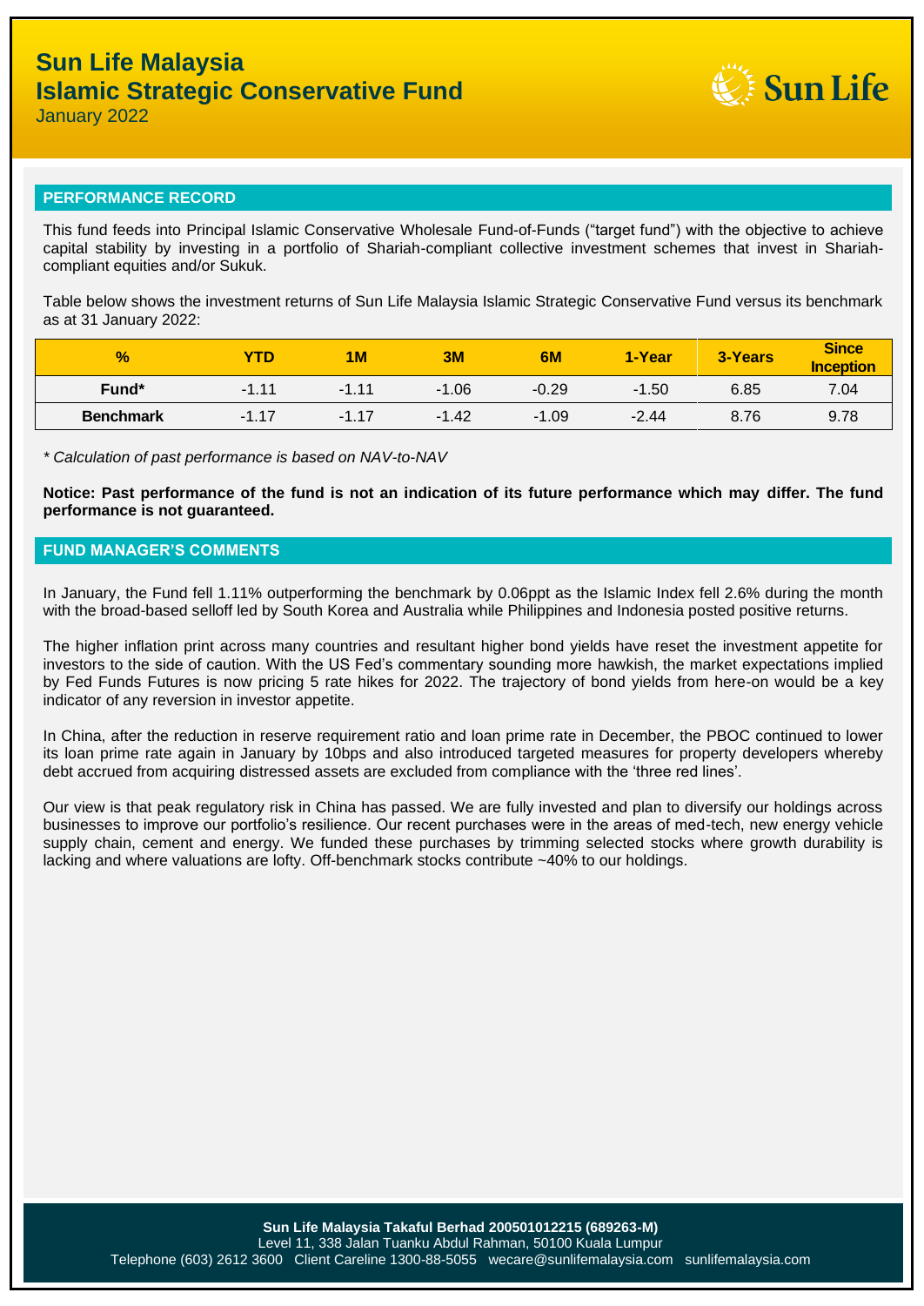# Sun Life Malaysia
# Islamic Strategic Conservative Fund

January 2022

## PERFORMANCE RECORD

This fund feeds into Principal Islamic Conservative Wholesale Fund-of-Funds ("target fund") with the objective to achieve capital stability by investing in a portfolio of Shariah-compliant collective investment schemes that invest in Shariah-compliant equities and/or Sukuk.

Table below shows the investment returns of Sun Life Malaysia Islamic Strategic Conservative Fund versus its benchmark as at 31 January 2022:

| % | YTD | 1M | 3M | 6M | 1-Year | 3-Years | Since Inception |
|---|---|---|---|---|---|---|---|
| **Fund*** | -1.11 | -1.11 | -1.06 | -0.29 | -1.50 | 6.85 | 7.04 |
| **Benchmark** | -1.17 | -1.17 | -1.42 | -1.09 | -2.44 | 8.76 | 9.78 |

*\* Calculation of past performance is based on NAV-to-NAV*

**Notice: Past performance of the fund is not an indication of its future performance which may differ. The fund performance is not guaranteed.**

## FUND MANAGER'S COMMENTS

In January, the Fund fell 1.11% outperforming the benchmark by 0.06ppt as the Islamic Index fell 2.6% during the month with the broad-based selloff led by South Korea and Australia while Philippines and Indonesia posted positive returns.

The higher inflation print across many countries and resultant higher bond yields have reset the investment appetite for investors to the side of caution. With the US Fed's commentary sounding more hawkish, the market expectations implied by Fed Funds Futures is now pricing 5 rate hikes for 2022. The trajectory of bond yields from here-on would be a key indicator of any reversion in investor appetite.

In China, after the reduction in reserve requirement ratio and loan prime rate in December, the PBOC continued to lower its loan prime rate again in January by 10bps and also introduced targeted measures for property developers whereby debt accrued from acquiring distressed assets are excluded from compliance with the 'three red lines'.

Our view is that peak regulatory risk in China has passed. We are fully invested and plan to diversify our holdings across businesses to improve our portfolio's resilience. Our recent purchases were in the areas of med-tech, new energy vehicle supply chain, cement and energy. We funded these purchases by trimming selected stocks where growth durability is lacking and where valuations are lofty. Off-benchmark stocks contribute ~40% to our holdings.

**Sun Life Malaysia Takaful Berhad 200501012215 (689263-M)**
Level 11, 338 Jalan Tuanku Abdul Rahman, 50100 Kuala Lumpur
Telephone (603) 2612 3600 Client Careline 1300-88-5055 wecare@sunlifemalaysia.com sunlifemalaysia.com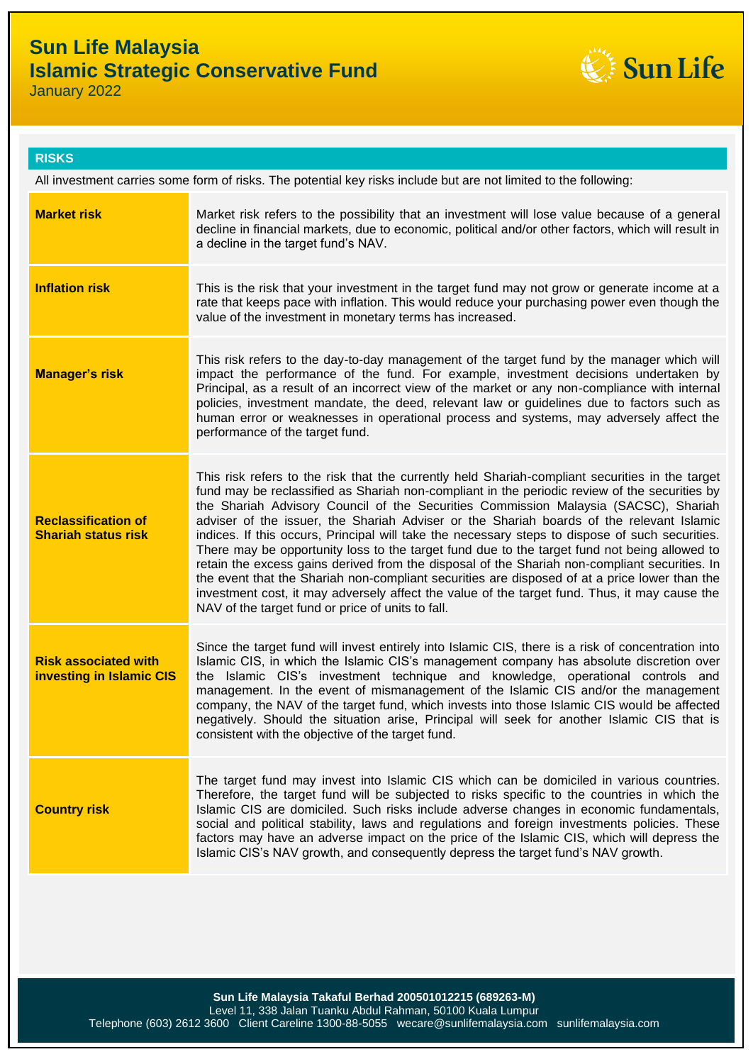# Sun Life Malaysia
## Islamic Strategic Conservative Fund
January 2022

## RISKS

All investment carries some form of risks. The potential key risks include but are not limited to the following:

| | |
|---|---|
| **Market risk** | Market risk refers to the possibility that an investment will lose value because of a general decline in financial markets, due to economic, political and/or other factors, which will result in a decline in the target fund's NAV. |
| **Inflation risk** | This is the risk that your investment in the target fund may not grow or generate income at a rate that keeps pace with inflation. This would reduce your purchasing power even though the value of the investment in monetary terms has increased. |
| **Manager's risk** | This risk refers to the day-to-day management of the target fund by the manager which will impact the performance of the fund. For example, investment decisions undertaken by Principal, as a result of an incorrect view of the market or any non-compliance with internal policies, investment mandate, the deed, relevant law or guidelines due to factors such as human error or weaknesses in operational process and systems, may adversely affect the performance of the target fund. |
| **Reclassification of Shariah status risk** | This risk refers to the risk that the currently held Shariah-compliant securities in the target fund may be reclassified as Shariah non-compliant in the periodic review of the securities by the Shariah Advisory Council of the Securities Commission Malaysia (SACSC), Shariah adviser of the issuer, the Shariah Adviser or the Shariah boards of the relevant Islamic indices. If this occurs, Principal will take the necessary steps to dispose of such securities. There may be opportunity loss to the target fund due to the target fund not being allowed to retain the excess gains derived from the disposal of the Shariah non-compliant securities. In the event that the Shariah non-compliant securities are disposed of at a price lower than the investment cost, it may adversely affect the value of the target fund. Thus, it may cause the NAV of the target fund or price of units to fall. |
| **Risk associated with investing in Islamic CIS** | Since the target fund will invest entirely into Islamic CIS, there is a risk of concentration into Islamic CIS, in which the Islamic CIS's management company has absolute discretion over the Islamic CIS's investment technique and knowledge, operational controls and management. In the event of mismanagement of the Islamic CIS and/or the management company, the NAV of the target fund, which invests into those Islamic CIS would be affected negatively. Should the situation arise, Principal will seek for another Islamic CIS that is consistent with the objective of the target fund. |
| **Country risk** | The target fund may invest into Islamic CIS which can be domiciled in various countries. Therefore, the target fund will be subjected to risks specific to the countries in which the Islamic CIS are domiciled. Such risks include adverse changes in economic fundamentals, social and political stability, laws and regulations and foreign investments policies. These factors may have an adverse impact on the price of the Islamic CIS, which will depress the Islamic CIS's NAV growth, and consequently depress the target fund's NAV growth. |

**Sun Life Malaysia Takaful Berhad 200501012215 (689263-M)**
Level 11, 338 Jalan Tuanku Abdul Rahman, 50100 Kuala Lumpur
Telephone (603) 2612 3600 Client Careline 1300-88-5055 wecare@sunlifemalaysia.com sunlifemalaysia.com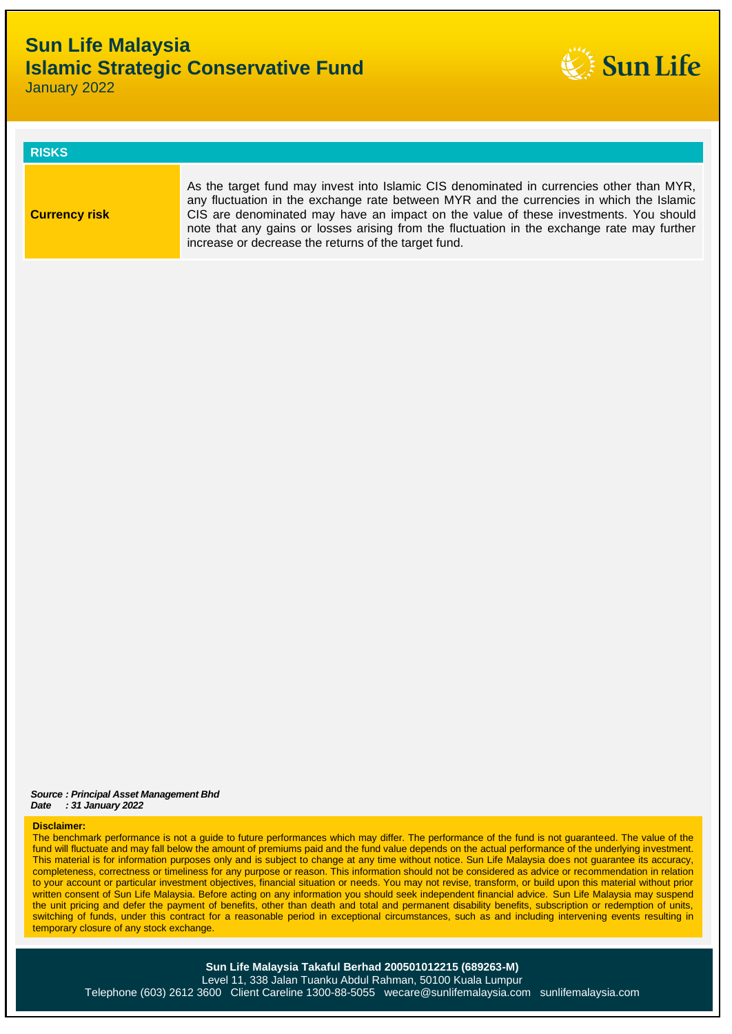# Sun Life Malaysia
# Islamic Strategic Conservative Fund

January 2022

## RISKS

| | |
|---|---|
| **Currency risk** | As the target fund may invest into Islamic CIS denominated in currencies other than MYR, any fluctuation in the exchange rate between MYR and the currencies in which the Islamic CIS are denominated may have an impact on the value of these investments. You should note that any gains or losses arising from the fluctuation in the exchange rate may further increase or decrease the returns of the target fund. |

***Source : Principal Asset Management Bhd***
***Date : 31 January 2022***

**Disclaimer:**
The benchmark performance is not a guide to future performances which may differ. The performance of the fund is not guaranteed. The value of the fund will fluctuate and may fall below the amount of premiums paid and the fund value depends on the actual performance of the underlying investment. This material is for information purposes only and is subject to change at any time without notice. Sun Life Malaysia does not guarantee its accuracy, completeness, correctness or timeliness for any purpose or reason. This information should not be considered as advice or recommendation in relation to your account or particular investment objectives, financial situation or needs. You may not revise, transform, or build upon this material without prior written consent of Sun Life Malaysia. Before acting on any information you should seek independent financial advice. Sun Life Malaysia may suspend the unit pricing and defer the payment of benefits, other than death and total and permanent disability benefits, subscription or redemption of units, switching of funds, under this contract for a reasonable period in exceptional circumstances, such as and including intervening events resulting in temporary closure of any stock exchange.

**Sun Life Malaysia Takaful Berhad 200501012215 (689263-M)**
Level 11, 338 Jalan Tuanku Abdul Rahman, 50100 Kuala Lumpur
Telephone (603) 2612 3600 Client Careline 1300-88-5055 wecare@sunlifemalaysia.com sunlifemalaysia.com